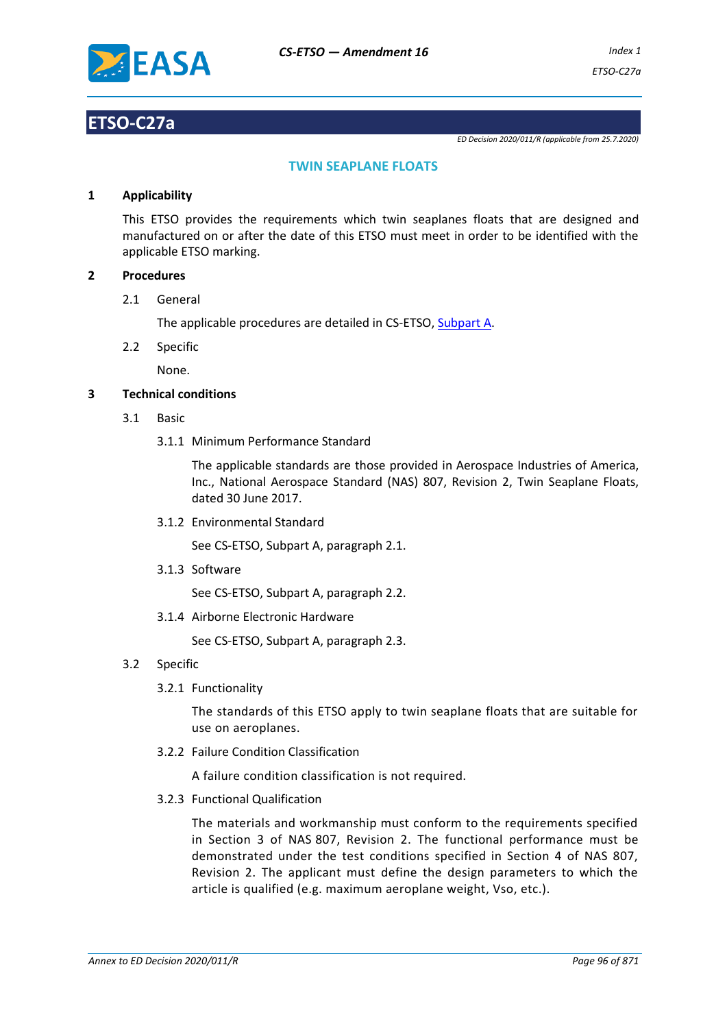# ETSO-C27a

*ED Decision 2020/011/R (applicable from 25.7.2020)*

## TWIN SEAPLANE FLOATS

### 1 Applicability

This ETSO provides the requirements which twin seaplanes floats that are designed and manufactured on or after the date of this ETSO must meet in order to be identified with the applicable ETSO marking.

### 2 Procedures

2.1 General

The applicable procedures are detailed in CS-ETSO, Subpart A.

2.2 Specific

None.

### 3 Technical conditions

3.1 Basic

3.1.1 Minimum Performance Standard

The applicable standards are those provided in Aerospace Industries of America, Inc., National Aerospace Standard (NAS) 807, Revision 2, Twin Seaplane Floats, dated 30 June 2017.

3.1.2 Environmental Standard

See CS-ETSO, Subpart A, paragraph 2.1.

3.1.3 Software

See CS-ETSO, Subpart A, paragraph 2.2.

3.1.4 Airborne Electronic Hardware

See CS-ETSO, Subpart A, paragraph 2.3.

3.2 Specific

3.2.1 Functionality

The standards of this ETSO apply to twin seaplane floats that are suitable for use on aeroplanes.

3.2.2 Failure Condition Classification

A failure condition classification is not required.

3.2.3 Functional Qualification

The materials and workmanship must conform to the requirements specified in Section 3 of NAS 807, Revision 2. The functional performance must be demonstrated under the test conditions specified in Section 4 of NAS 807, Revision 2. The applicant must define the design parameters to which the article is qualified (e.g. maximum aeroplane weight, Vso, etc.).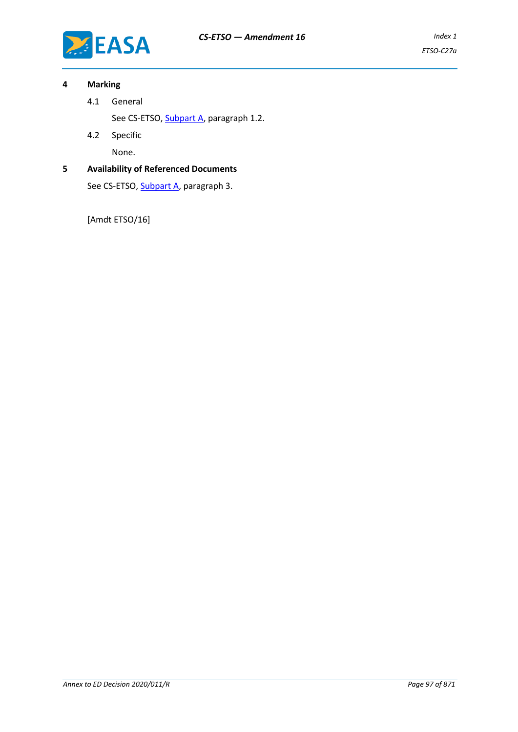## 4 Marking

### 4.1 General

See CS-ETSO, Subpart A, paragraph 1.2.

### 4.2 Specific

None.

## 5 Availability of Referenced Documents

See CS-ETSO, Subpart A, paragraph 3.

[Amdt ETSO/16]